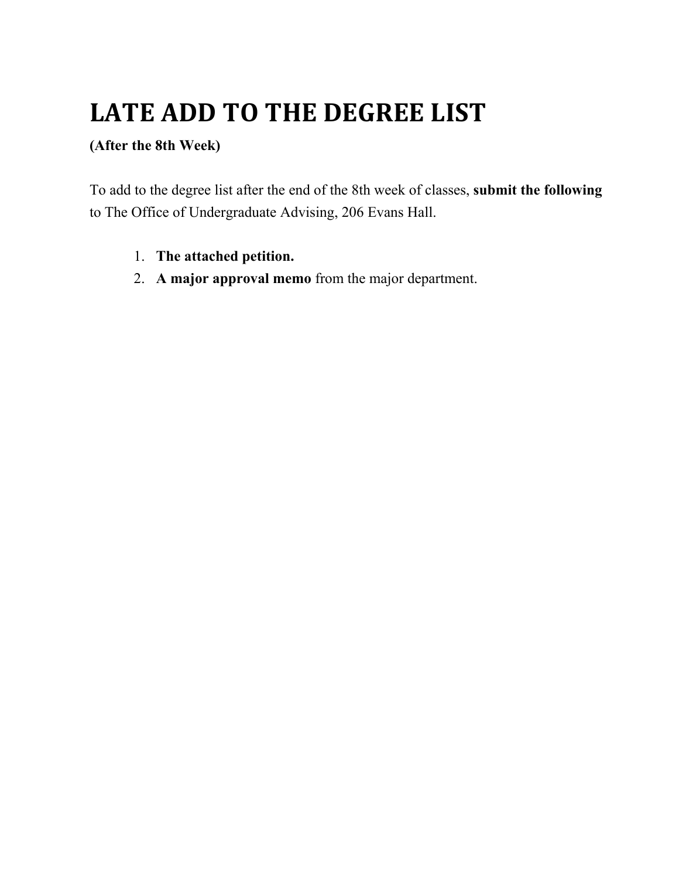# LATE ADD TO THE DEGREE LIST

**(After the 8th Week)**

To add to the degree list after the end of the 8th week of classes, **submit the following** to The Office of Undergraduate Advising, 206 Evans Hall.

1. **The attached petition.**
2. **A major approval memo** from the major department.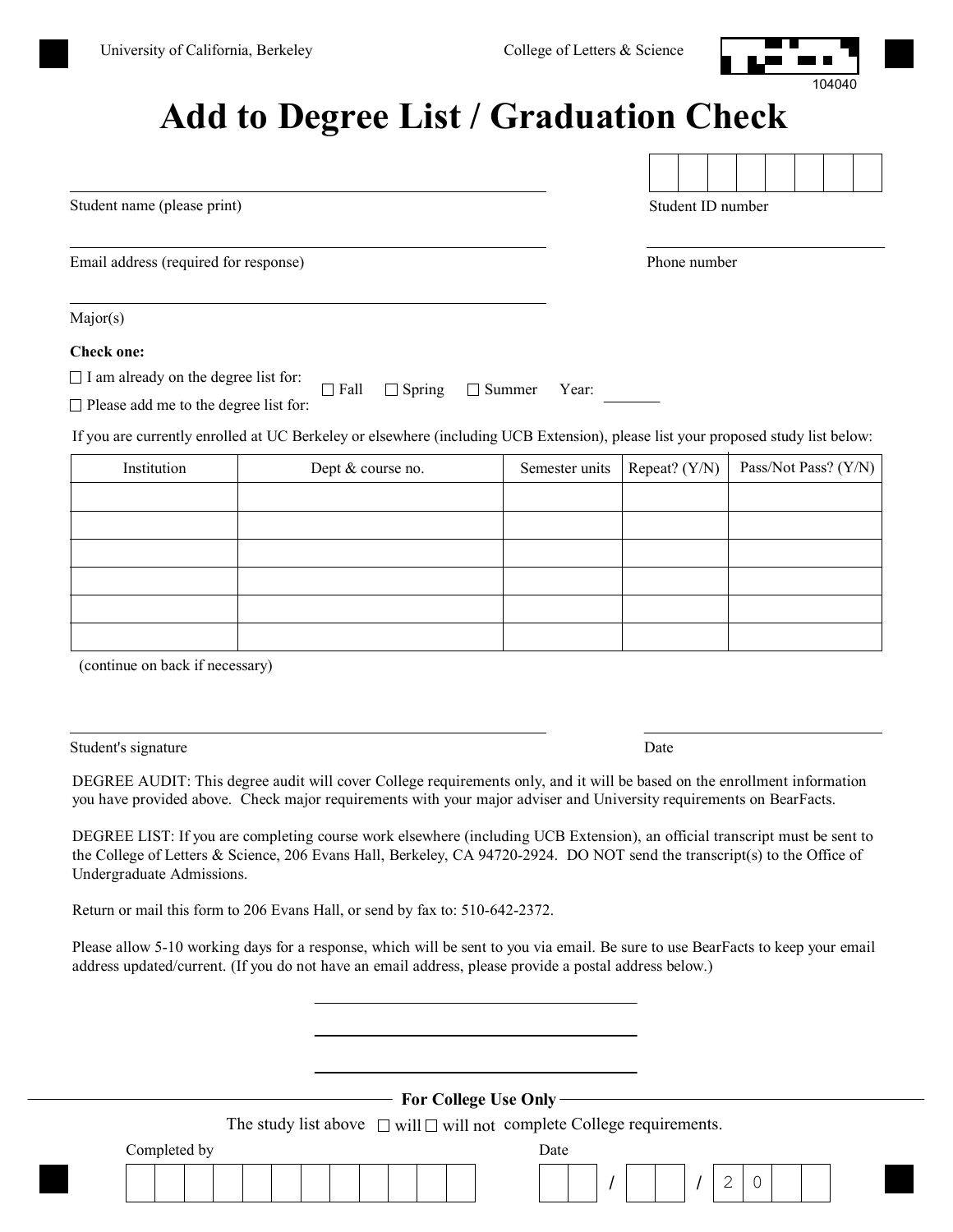University of California, Berkeley

College of Letters & Science

104040

# Add to Degree List / Graduation Check

Student name (please print)

Student ID number

Email address (required for response)

Phone number

Major(s)

**Check one:**

☐ I am already on the degree list for:

☐ Please add me to the degree list for:

☐ Fall ☐ Spring ☐ Summer Year: _______

If you are currently enrolled at UC Berkeley or elsewhere (including UCB Extension), please list your proposed study list below:

| Institution | Dept & course no. | Semester units | Repeat? (Y/N) | Pass/Not Pass? (Y/N) |
| --- | --- | --- | --- | --- |
| | | | | |
| | | | | |
| | | | | |
| | | | | |
| | | | | |
| | | | | |

(continue on back if necessary)

Student's signature

Date

DEGREE AUDIT: This degree audit will cover College requirements only, and it will be based on the enrollment information you have provided above. Check major requirements with your major adviser and University requirements on BearFacts.

DEGREE LIST: If you are completing course work elsewhere (including UCB Extension), an official transcript must be sent to the College of Letters & Science, 206 Evans Hall, Berkeley, CA 94720-2924. DO NOT send the transcript(s) to the Office of Undergraduate Admissions.

Return or mail this form to 206 Evans Hall, or send by fax to: 510-642-2372.

Please allow 5-10 working days for a response, which will be sent to you via email. Be sure to use BearFacts to keep your email address updated/current. (If you do not have an email address, please provide a postal address below.)

**For College Use Only**

The study list above ☐ will ☐ will not complete College requirements.

Completed by

Date __ __ / __ __ / 2 0 __ __